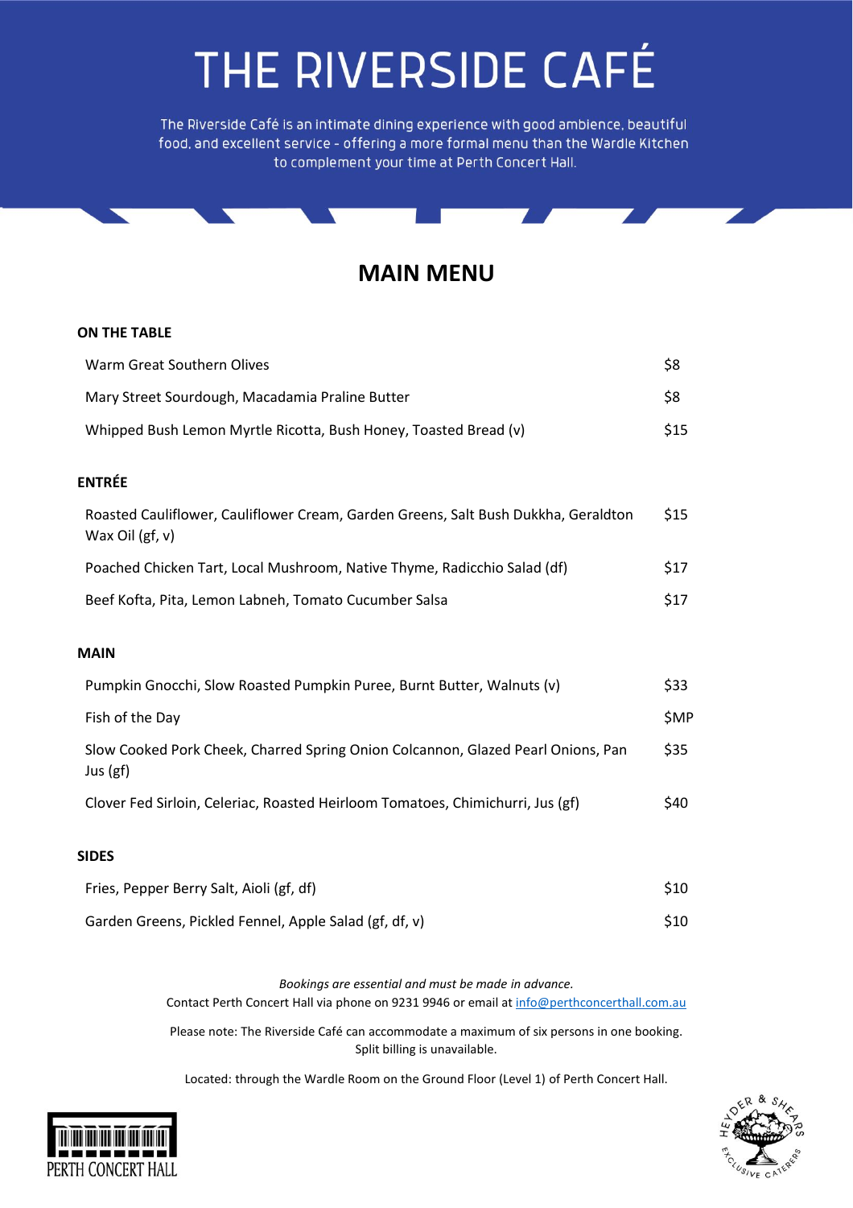# THE RIVERSIDE CAFÉ

The Riverside Café is an intimate dining experience with good ambience, beautiful food, and excellent service - offering a more formal menu than the Wardle Kitchen to complement your time at Perth Concert Hall.

## MAIN MENU

### ON THE TABLE

| Item | Price |
| --- | --- |
| Warm Great Southern Olives | $8 |
| Mary Street Sourdough, Macadamia Praline Butter | $8 |
| Whipped Bush Lemon Myrtle Ricotta, Bush Honey, Toasted Bread (v) | $15 |

### ENTRÉE

| Item | Price |
| --- | --- |
| Roasted Cauliflower, Cauliflower Cream, Garden Greens, Salt Bush Dukkha, Geraldton Wax Oil (gf, v) | $15 |
| Poached Chicken Tart, Local Mushroom, Native Thyme, Radicchio Salad (df) | $17 |
| Beef Kofta, Pita, Lemon Labneh, Tomato Cucumber Salsa | $17 |

### MAIN

| Item | Price |
| --- | --- |
| Pumpkin Gnocchi, Slow Roasted Pumpkin Puree, Burnt Butter, Walnuts (v) | $33 |
| Fish of the Day | $MP |
| Slow Cooked Pork Cheek, Charred Spring Onion Colcannon, Glazed Pearl Onions, Pan Jus (gf) | $35 |
| Clover Fed Sirloin, Celeriac, Roasted Heirloom Tomatoes, Chimichurri, Jus (gf) | $40 |

### SIDES

| Item | Price |
| --- | --- |
| Fries, Pepper Berry Salt, Aioli (gf, df) | $10 |
| Garden Greens, Pickled Fennel, Apple Salad (gf, df, v) | $10 |

*Bookings are essential and must be made in advance.*
Contact Perth Concert Hall via phone on 9231 9946 or email at info@perthconcerthall.com.au

Please note: The Riverside Café can accommodate a maximum of six persons in one booking. Split billing is unavailable.

Located: through the Wardle Room on the Ground Floor (Level 1) of Perth Concert Hall.

PERTH CONCERT HALL

HEYDER & SHEARS EXCLUSIVE CATERERS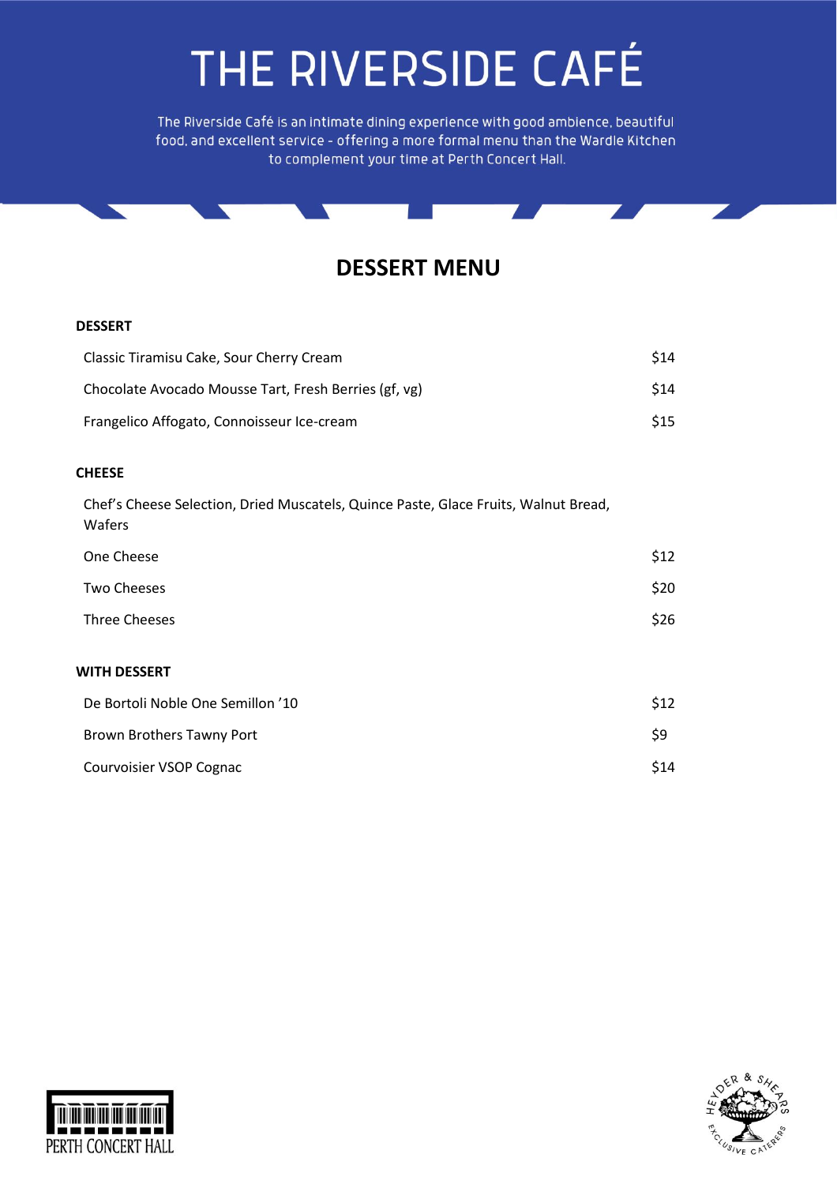# THE RIVERSIDE CAFÉ

The Riverside Café is an intimate dining experience with good ambience, beautiful food, and excellent service - offering a more formal menu than the Wardle Kitchen to complement your time at Perth Concert Hall.

## DESSERT MENU

### DESSERT

| | |
|---|---|
| Classic Tiramisu Cake, Sour Cherry Cream | $14 |
| Chocolate Avocado Mousse Tart, Fresh Berries (gf, vg) | $14 |
| Frangelico Affogato, Connoisseur Ice-cream | $15 |

### CHEESE

Chef's Cheese Selection, Dried Muscatels, Quince Paste, Glace Fruits, Walnut Bread, Wafers

| | |
|---|---|
| One Cheese | $12 |
| Two Cheeses | $20 |
| Three Cheeses | $26 |

### WITH DESSERT

| | |
|---|---|
| De Bortoli Noble One Semillon '10 | $12 |
| Brown Brothers Tawny Port | $9 |
| Courvoisier VSOP Cognac | $14 |

PERTH CONCERT HALL

HEYDER & SHEARS EXCLUSIVE CATERERS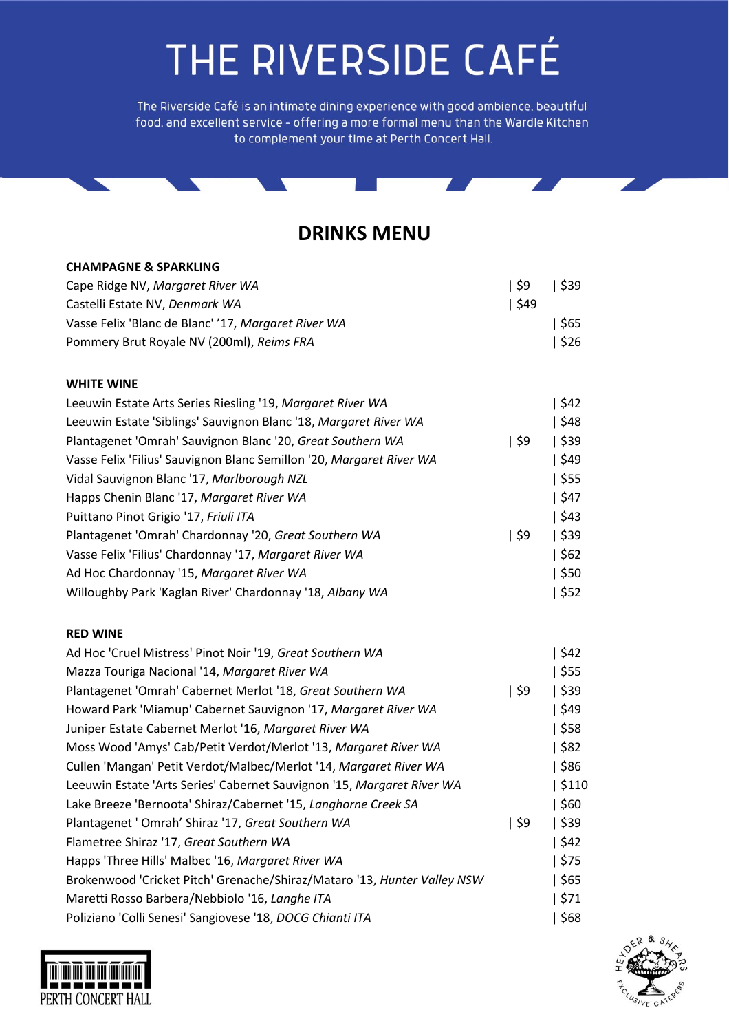# THE RIVERSIDE CAFÉ

The Riverside Café is an intimate dining experience with good ambience, beautiful food, and excellent service - offering a more formal menu than the Wardle Kitchen to complement your time at Perth Concert Hall.

## DRINKS MENU

### CHAMPAGNE & SPARKLING

| Wine | Glass | Bottle |
|---|---|---|
| Cape Ridge NV, *Margaret River WA* | $9 | $39 |
| Castelli Estate NV, *Denmark WA* | $49 | |
| Vasse Felix 'Blanc de Blanc' '17, *Margaret River WA* | | $65 |
| Pommery Brut Royale NV (200ml), *Reims FRA* | | $26 |

### WHITE WINE

| Wine | Glass | Bottle |
|---|---|---|
| Leeuwin Estate Arts Series Riesling '19, *Margaret River WA* | | $42 |
| Leeuwin Estate 'Siblings' Sauvignon Blanc '18, *Margaret River WA* | | $48 |
| Plantagenet 'Omrah' Sauvignon Blanc '20, *Great Southern WA* | $9 | $39 |
| Vasse Felix 'Filius' Sauvignon Blanc Semillon '20, *Margaret River WA* | | $49 |
| Vidal Sauvignon Blanc '17, *Marlborough NZL* | | $55 |
| Happs Chenin Blanc '17, *Margaret River WA* | | $47 |
| Puittano Pinot Grigio '17, *Friuli ITA* | | $43 |
| Plantagenet 'Omrah' Chardonnay '20, *Great Southern WA* | $9 | $39 |
| Vasse Felix 'Filius' Chardonnay '17, *Margaret River WA* | | $62 |
| Ad Hoc Chardonnay '15, *Margaret River WA* | | $50 |
| Willoughby Park 'Kaglan River' Chardonnay '18, *Albany WA* | | $52 |

### RED WINE

| Wine | Glass | Bottle |
|---|---|---|
| Ad Hoc 'Cruel Mistress' Pinot Noir '19, *Great Southern WA* | | $42 |
| Mazza Touriga Nacional '14, *Margaret River WA* | | $55 |
| Plantagenet 'Omrah' Cabernet Merlot '18, *Great Southern WA* | $9 | $39 |
| Howard Park 'Miamup' Cabernet Sauvignon '17, *Margaret River WA* | | $49 |
| Juniper Estate Cabernet Merlot '16, *Margaret River WA* | | $58 |
| Moss Wood 'Amys' Cab/Petit Verdot/Merlot '13, *Margaret River WA* | | $82 |
| Cullen 'Mangan' Petit Verdot/Malbec/Merlot '14, *Margaret River WA* | | $86 |
| Leeuwin Estate 'Arts Series' Cabernet Sauvignon '15, *Margaret River WA* | | $110 |
| Lake Breeze 'Bernoota' Shiraz/Cabernet '15, *Langhorne Creek SA* | | $60 |
| Plantagenet ' Omrah' Shiraz '17, *Great Southern WA* | $9 | $39 |
| Flametree Shiraz '17, *Great Southern WA* | | $42 |
| Happs 'Three Hills' Malbec '16, *Margaret River WA* | | $75 |
| Brokenwood 'Cricket Pitch' Grenache/Shiraz/Mataro '13, *Hunter Valley NSW* | | $65 |
| Maretti Rosso Barbera/Nebbiolo '16, *Langhe ITA* | | $71 |
| Poliziano 'Colli Senesi' Sangiovese '18, *DOCG Chianti ITA* | | $68 |

PERTH CONCERT HALL

HEYDER & SHEARS EXCLUSIVE CATERERS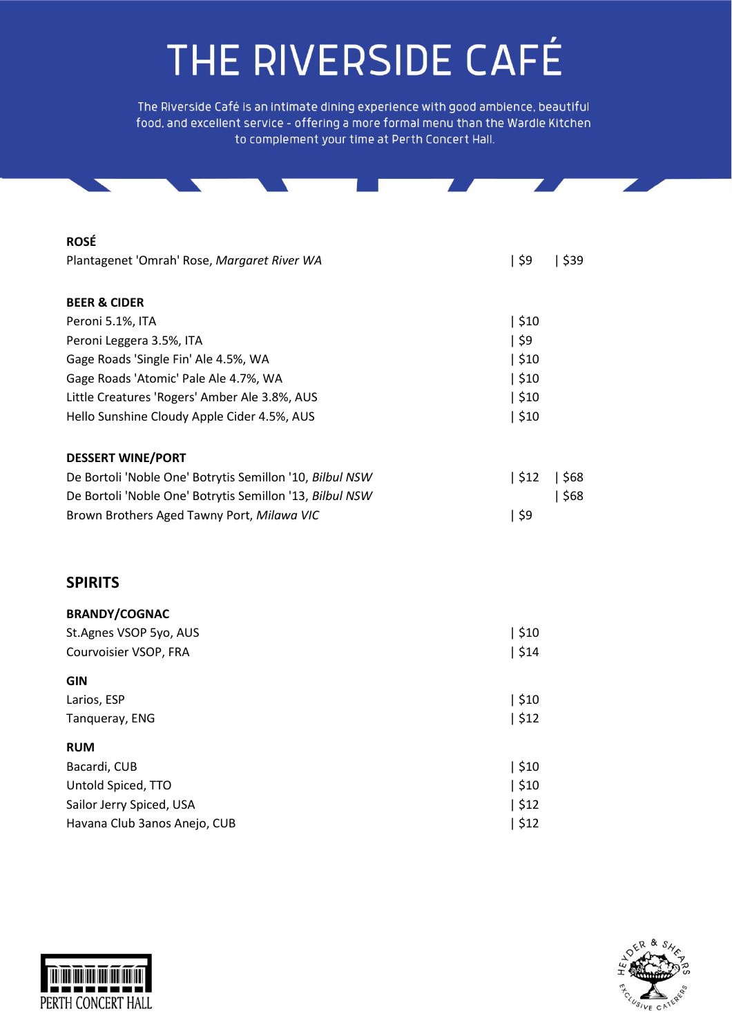# THE RIVERSIDE CAFÉ

The Riverside Café is an intimate dining experience with good ambience, beautiful food, and excellent service - offering a more formal menu than the Wardle Kitchen to complement your time at Perth Concert Hall.

**ROSÉ**

| | | |
|---|---|---|
| Plantagenet 'Omrah' Rose, *Margaret River WA* | \| $9 | \| $39 |

**BEER & CIDER**

| | |
|---|---|
| Peroni 5.1%, ITA | \| $10 |
| Peroni Leggera 3.5%, ITA | \| $9 |
| Gage Roads 'Single Fin' Ale 4.5%, WA | \| $10 |
| Gage Roads 'Atomic' Pale Ale 4.7%, WA | \| $10 |
| Little Creatures 'Rogers' Amber Ale 3.8%, AUS | \| $10 |
| Hello Sunshine Cloudy Apple Cider 4.5%, AUS | \| $10 |

**DESSERT WINE/PORT**

| | | |
|---|---|---|
| De Bortoli 'Noble One' Botrytis Semillon '10, *Bilbul NSW* | \| $12 | \| $68 |
| De Bortoli 'Noble One' Botrytis Semillon '13, *Bilbul NSW* | | \| $68 |
| Brown Brothers Aged Tawny Port, *Milawa VIC* | \| $9 | |

## SPIRITS

**BRANDY/COGNAC**

| | |
|---|---|
| St.Agnes VSOP 5yo, AUS | \| $10 |
| Courvoisier VSOP, FRA | \| $14 |

**GIN**

| | |
|---|---|
| Larios, ESP | \| $10 |
| Tanqueray, ENG | \| $12 |

**RUM**

| | |
|---|---|
| Bacardi, CUB | \| $10 |
| Untold Spiced, TTO | \| $10 |
| Sailor Jerry Spiced, USA | \| $12 |
| Havana Club 3anos Anejo, CUB | \| $12 |

PERTH CONCERT HALL

HEYDER & SHEARS EXCLUSIVE CATERERS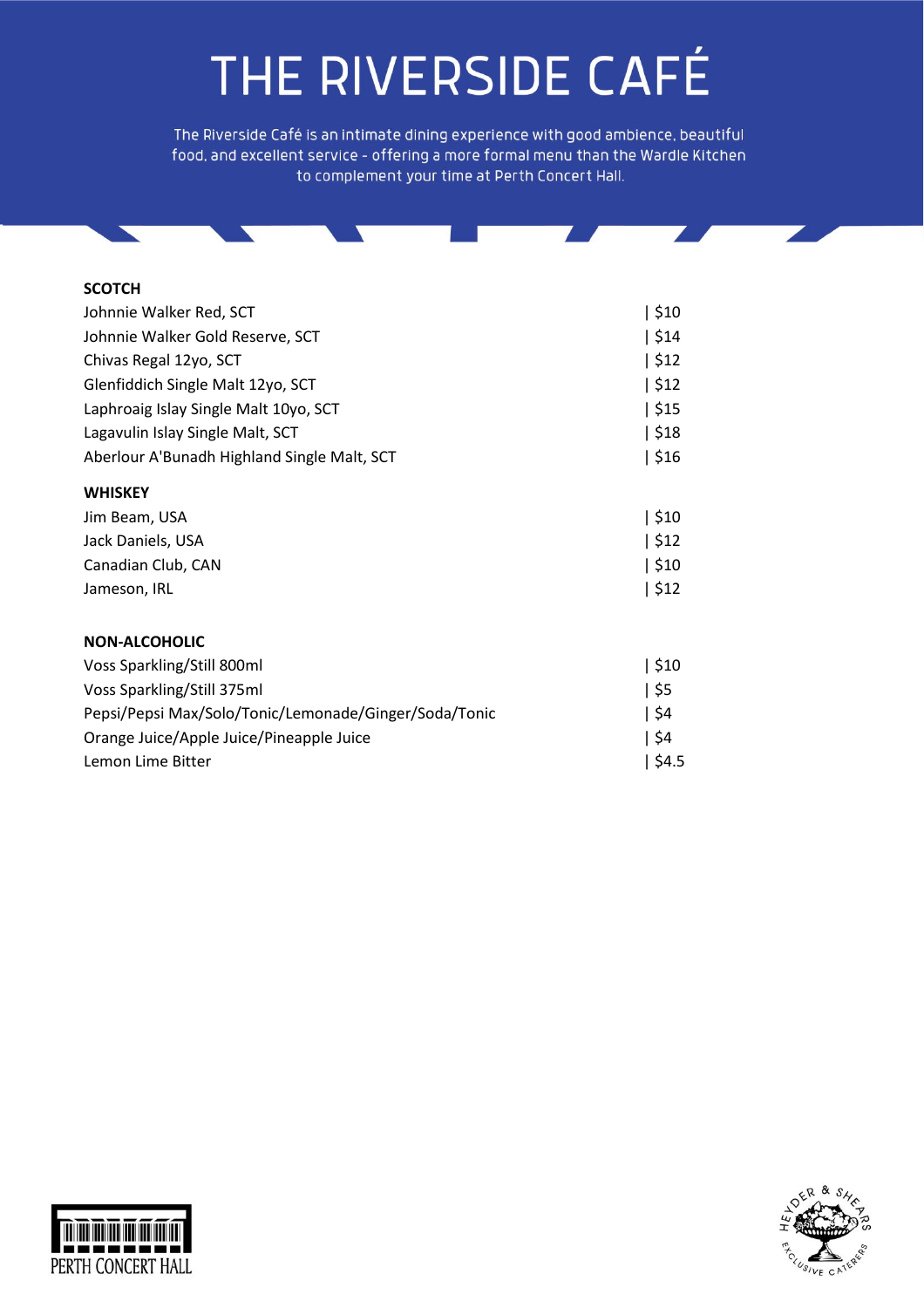# THE RIVERSIDE CAFÉ

The Riverside Café is an intimate dining experience with good ambience, beautiful food, and excellent service - offering a more formal menu than the Wardle Kitchen to complement your time at Perth Concert Hall.

**SCOTCH**

| | |
|---|---|
| Johnnie Walker Red, SCT | \| $10 |
| Johnnie Walker Gold Reserve, SCT | \| $14 |
| Chivas Regal 12yo, SCT | \| $12 |
| Glenfiddich Single Malt 12yo, SCT | \| $12 |
| Laphroaig Islay Single Malt 10yo, SCT | \| $15 |
| Lagavulin Islay Single Malt, SCT | \| $18 |
| Aberlour A'Bunadh Highland Single Malt, SCT | \| $16 |

**WHISKEY**

| | |
|---|---|
| Jim Beam, USA | \| $10 |
| Jack Daniels, USA | \| $12 |
| Canadian Club, CAN | \| $10 |
| Jameson, IRL | \| $12 |

**NON-ALCOHOLIC**

| | |
|---|---|
| Voss Sparkling/Still 800ml | \| $10 |
| Voss Sparkling/Still 375ml | \| $5 |
| Pepsi/Pepsi Max/Solo/Tonic/Lemonade/Ginger/Soda/Tonic | \| $4 |
| Orange Juice/Apple Juice/Pineapple Juice | \| $4 |
| Lemon Lime Bitter | \| $4.5 |

PERTH CONCERT HALL

HEYDER & SHEARS EXCLUSIVE CATERERS